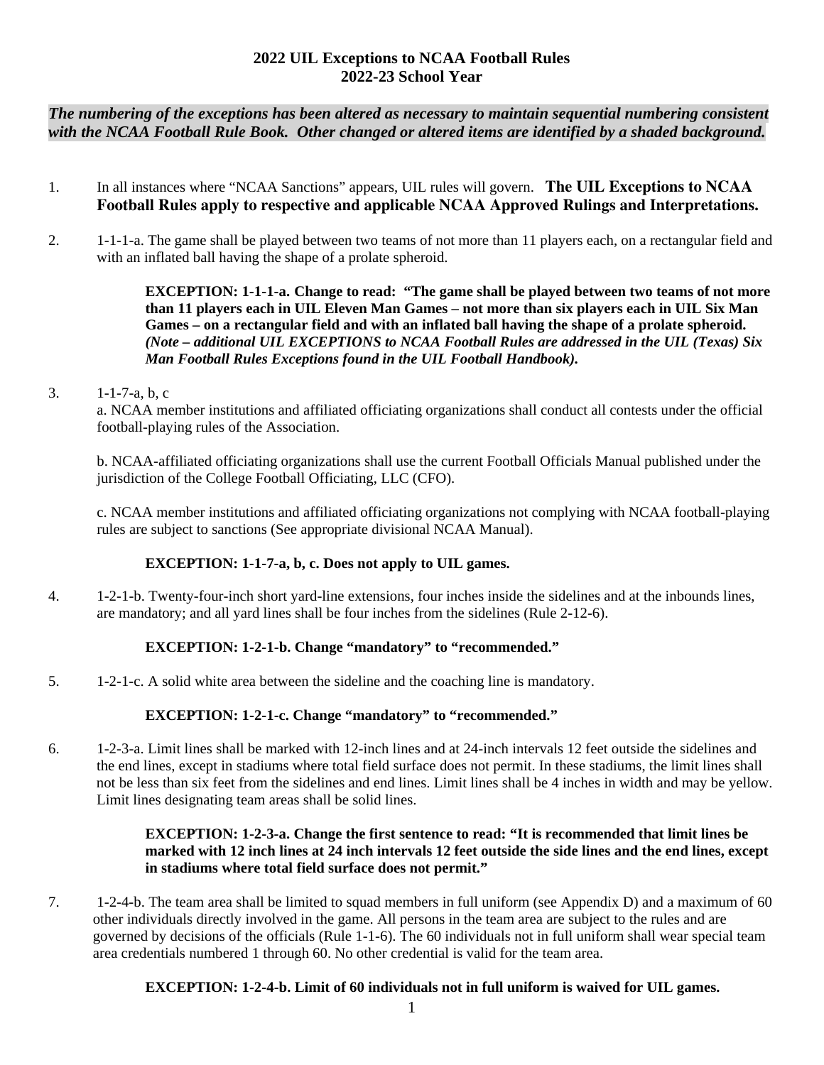# 2022 UIL Exceptions to NCAA Football Rules
## 2022-23 School Year

***The numbering of the exceptions has been altered as necessary to maintain sequential numbering consistent with the NCAA Football Rule Book. Other changed or altered items are identified by a shaded background.***

1. In all instances where "NCAA Sanctions" appears, UIL rules will govern. **The UIL Exceptions to NCAA Football Rules apply to respective and applicable NCAA Approved Rulings and Interpretations.**

2. 1-1-1-a. The game shall be played between two teams of not more than 11 players each, on a rectangular field and with an inflated ball having the shape of a prolate spheroid.

   **EXCEPTION: 1-1-1-a. Change to read: "The game shall be played between two teams of not more than 11 players each in UIL Eleven Man Games – not more than six players each in UIL Six Man Games – on a rectangular field and with an inflated ball having the shape of a prolate spheroid.** ***(Note – additional UIL EXCEPTIONS to NCAA Football Rules are addressed in the UIL (Texas) Six Man Football Rules Exceptions found in the UIL Football Handbook).***

3. 1-1-7-a, b, c

   a. NCAA member institutions and affiliated officiating organizations shall conduct all contests under the official football-playing rules of the Association.

   b. NCAA-affiliated officiating organizations shall use the current Football Officials Manual published under the jurisdiction of the College Football Officiating, LLC (CFO).

   c. NCAA member institutions and affiliated officiating organizations not complying with NCAA football-playing rules are subject to sanctions (See appropriate divisional NCAA Manual).

   **EXCEPTION: 1-1-7-a, b, c. Does not apply to UIL games.**

4. 1-2-1-b. Twenty-four-inch short yard-line extensions, four inches inside the sidelines and at the inbounds lines, are mandatory; and all yard lines shall be four inches from the sidelines (Rule 2-12-6).

   **EXCEPTION: 1-2-1-b. Change "mandatory" to "recommended."**

5. 1-2-1-c. A solid white area between the sideline and the coaching line is mandatory.

   **EXCEPTION: 1-2-1-c. Change "mandatory" to "recommended."**

6. 1-2-3-a. Limit lines shall be marked with 12-inch lines and at 24-inch intervals 12 feet outside the sidelines and the end lines, except in stadiums where total field surface does not permit. In these stadiums, the limit lines shall not be less than six feet from the sidelines and end lines. Limit lines shall be 4 inches in width and may be yellow. Limit lines designating team areas shall be solid lines.

   **EXCEPTION: 1-2-3-a. Change the first sentence to read: "It is recommended that limit lines be marked with 12 inch lines at 24 inch intervals 12 feet outside the side lines and the end lines, except in stadiums where total field surface does not permit."**

7. 1-2-4-b. The team area shall be limited to squad members in full uniform (see Appendix D) and a maximum of 60 other individuals directly involved in the game. All persons in the team area are subject to the rules and are governed by decisions of the officials (Rule 1-1-6). The 60 individuals not in full uniform shall wear special team area credentials numbered 1 through 60. No other credential is valid for the team area.

   **EXCEPTION: 1-2-4-b. Limit of 60 individuals not in full uniform is waived for UIL games.**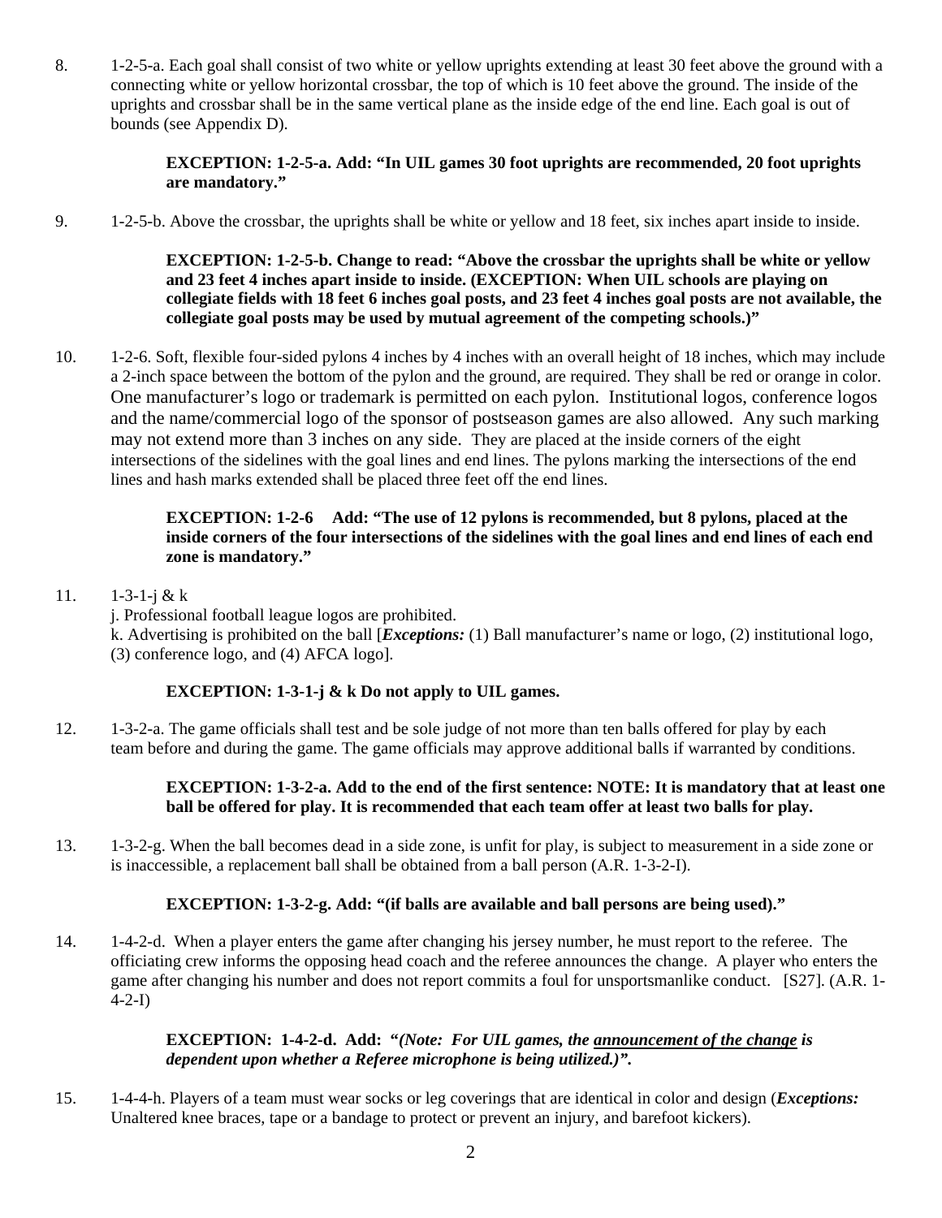8. 1-2-5-a. Each goal shall consist of two white or yellow uprights extending at least 30 feet above the ground with a connecting white or yellow horizontal crossbar, the top of which is 10 feet above the ground. The inside of the uprights and crossbar shall be in the same vertical plane as the inside edge of the end line. Each goal is out of bounds (see Appendix D).

   **EXCEPTION: 1-2-5-a. Add: "In UIL games 30 foot uprights are recommended, 20 foot uprights are mandatory."**

9. 1-2-5-b. Above the crossbar, the uprights shall be white or yellow and 18 feet, six inches apart inside to inside.

   **EXCEPTION: 1-2-5-b. Change to read: "Above the crossbar the uprights shall be white or yellow and 23 feet 4 inches apart inside to inside. (EXCEPTION: When UIL schools are playing on collegiate fields with 18 feet 6 inches goal posts, and 23 feet 4 inches goal posts are not available, the collegiate goal posts may be used by mutual agreement of the competing schools.)"**

10. 1-2-6. Soft, flexible four-sided pylons 4 inches by 4 inches with an overall height of 18 inches, which may include a 2-inch space between the bottom of the pylon and the ground, are required. They shall be red or orange in color. One manufacturer's logo or trademark is permitted on each pylon. Institutional logos, conference logos and the name/commercial logo of the sponsor of postseason games are also allowed. Any such marking may not extend more than 3 inches on any side. They are placed at the inside corners of the eight intersections of the sidelines with the goal lines and end lines. The pylons marking the intersections of the end lines and hash marks extended shall be placed three feet off the end lines.

    **EXCEPTION: 1-2-6 Add: "The use of 12 pylons is recommended, but 8 pylons, placed at the inside corners of the four intersections of the sidelines with the goal lines and end lines of each end zone is mandatory."**

11. 1-3-1-j & k

    j. Professional football league logos are prohibited.

    k. Advertising is prohibited on the ball [***Exceptions:*** (1) Ball manufacturer's name or logo, (2) institutional logo, (3) conference logo, and (4) AFCA logo].

    **EXCEPTION: 1-3-1-j & k Do not apply to UIL games.**

12. 1-3-2-a. The game officials shall test and be sole judge of not more than ten balls offered for play by each team before and during the game. The game officials may approve additional balls if warranted by conditions.

    **EXCEPTION: 1-3-2-a. Add to the end of the first sentence: NOTE: It is mandatory that at least one ball be offered for play. It is recommended that each team offer at least two balls for play.**

13. 1-3-2-g. When the ball becomes dead in a side zone, is unfit for play, is subject to measurement in a side zone or is inaccessible, a replacement ball shall be obtained from a ball person (A.R. 1-3-2-I).

    **EXCEPTION: 1-3-2-g. Add: "(if balls are available and ball persons are being used)."**

14. 1-4-2-d. When a player enters the game after changing his jersey number, he must report to the referee. The officiating crew informs the opposing head coach and the referee announces the change. A player who enters the game after changing his number and does not report commits a foul for unsportsmanlike conduct. [S27]. (A.R. 1-4-2-I)

    **EXCEPTION: 1-4-2-d. Add: *"(Note: For UIL games, the <u>announcement of the change</u> is dependent upon whether a Referee microphone is being utilized.)"*.**

15. 1-4-4-h. Players of a team must wear socks or leg coverings that are identical in color and design (***Exceptions:*** Unaltered knee braces, tape or a bandage to protect or prevent an injury, and barefoot kickers).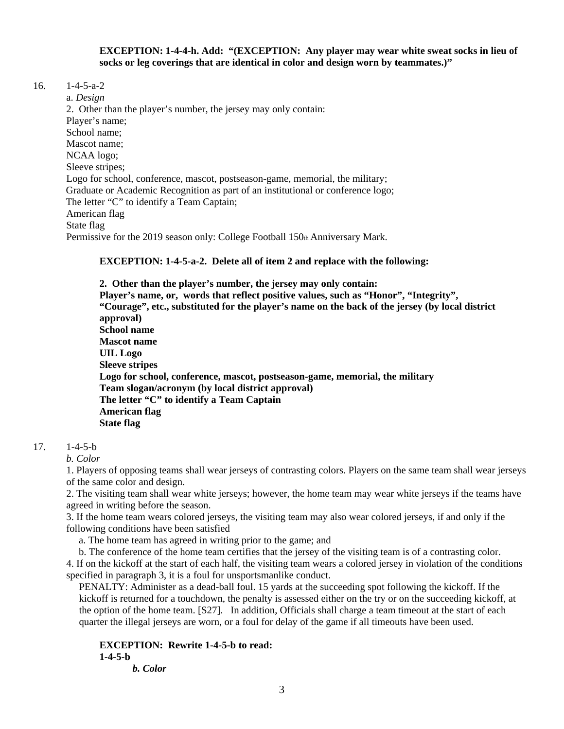**EXCEPTION: 1-4-4-h. Add: "(EXCEPTION: Any player may wear white sweat socks in lieu of socks or leg coverings that are identical in color and design worn by teammates.)"**

16. 1-4-5-a-2

a. *Design*

2. Other than the player's number, the jersey may only contain:
Player's name;
School name;
Mascot name;
NCAA logo;
Sleeve stripes;
Logo for school, conference, mascot, postseason-game, memorial, the military;
Graduate or Academic Recognition as part of an institutional or conference logo;
The letter "C" to identify a Team Captain;
American flag
State flag
Permissive for the 2019 season only: College Football 150th Anniversary Mark.

**EXCEPTION: 1-4-5-a-2. Delete all of item 2 and replace with the following:**

**2. Other than the player's number, the jersey may only contain:**
**Player's name, or, words that reflect positive values, such as "Honor", "Integrity", "Courage", etc., substituted for the player's name on the back of the jersey (by local district approval)**
**School name**
**Mascot name**
**UIL Logo**
**Sleeve stripes**
**Logo for school, conference, mascot, postseason-game, memorial, the military**
**Team slogan/acronym (by local district approval)**
**The letter "C" to identify a Team Captain**
**American flag**
**State flag**

17. 1-4-5-b

*b. Color*

1. Players of opposing teams shall wear jerseys of contrasting colors. Players on the same team shall wear jerseys of the same color and design.
2. The visiting team shall wear white jerseys; however, the home team may wear white jerseys if the teams have agreed in writing before the season.
3. If the home team wears colored jerseys, the visiting team may also wear colored jerseys, if and only if the following conditions have been satisfied
   a. The home team has agreed in writing prior to the game; and
   b. The conference of the home team certifies that the jersey of the visiting team is of a contrasting color.
4. If on the kickoff at the start of each half, the visiting team wears a colored jersey in violation of the conditions specified in paragraph 3, it is a foul for unsportsmanlike conduct.
   PENALTY: Administer as a dead-ball foul. 15 yards at the succeeding spot following the kickoff. If the kickoff is returned for a touchdown, the penalty is assessed either on the try or on the succeeding kickoff, at the option of the home team. [S27]. In addition, Officials shall charge a team timeout at the start of each quarter the illegal jerseys are worn, or a foul for delay of the game if all timeouts have been used.

**EXCEPTION: Rewrite 1-4-5-b to read:**
**1-4-5-b**
***b. Color***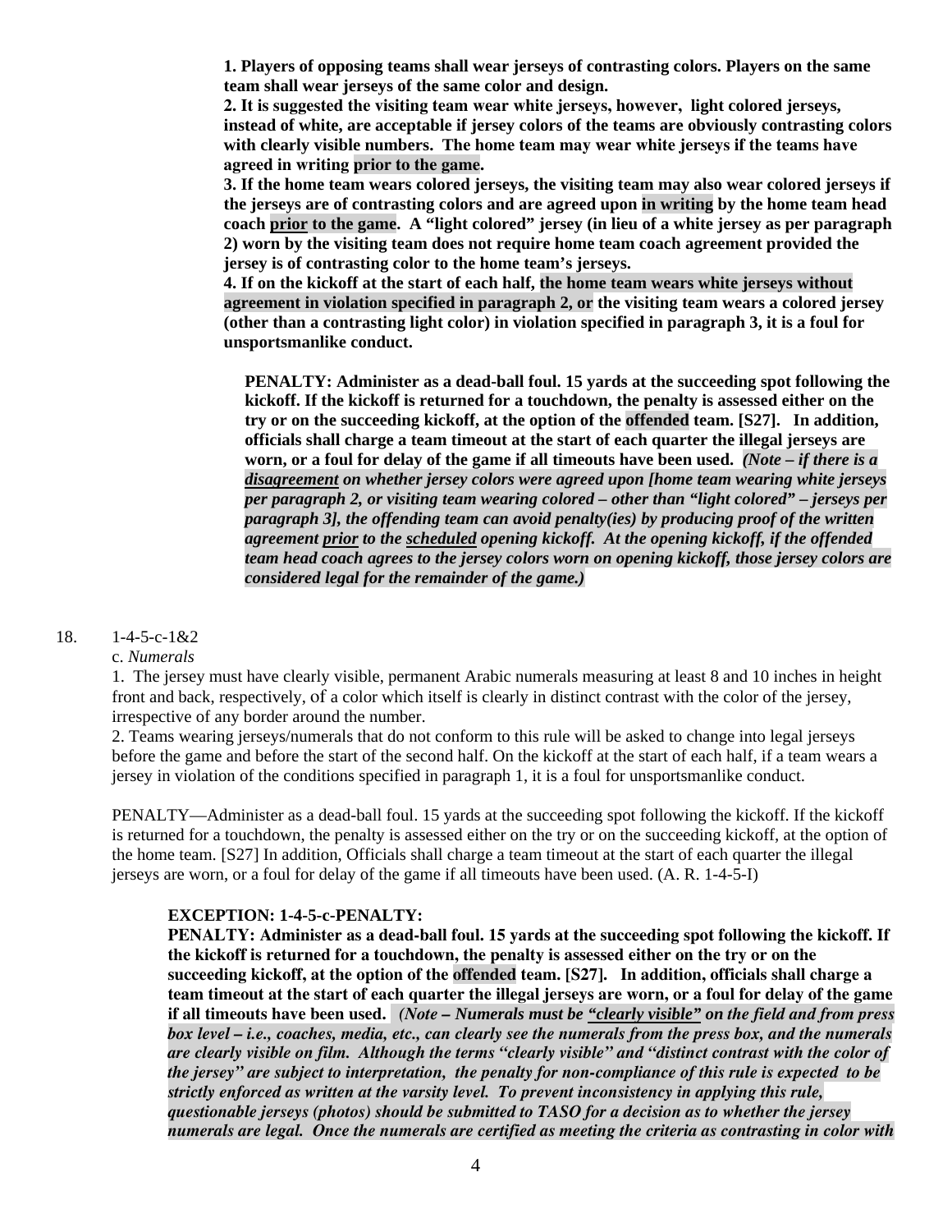**1. Players of opposing teams shall wear jerseys of contrasting colors. Players on the same team shall wear jerseys of the same color and design.**

**2. It is suggested the visiting team wear white jerseys, however, light colored jerseys, instead of white, are acceptable if jersey colors of the teams are obviously contrasting colors with clearly visible numbers. The home team may wear white jerseys if the teams have agreed in writing prior to the game.**

**3. If the home team wears colored jerseys, the visiting team may also wear colored jerseys if the jerseys are of contrasting colors and are agreed upon in writing by the home team head coach <u>prior</u> to the game. A "light colored" jersey (in lieu of a white jersey as per paragraph 2) worn by the visiting team does not require home team coach agreement provided the jersey is of contrasting color to the home team's jerseys.**

**4. If on the kickoff at the start of each half, the home team wears white jerseys without agreement in violation specified in paragraph 2, or the visiting team wears a colored jersey (other than a contrasting light color) in violation specified in paragraph 3, it is a foul for unsportsmanlike conduct.**

**PENALTY: Administer as a dead-ball foul. 15 yards at the succeeding spot following the kickoff. If the kickoff is returned for a touchdown, the penalty is assessed either on the try or on the succeeding kickoff, at the option of the offended team. [S27]. In addition, officials shall charge a team timeout at the start of each quarter the illegal jerseys are worn, or a foul for delay of the game if all timeouts have been used.** ***(Note – if there is a <u>disagreement</u> on whether jersey colors were agreed upon [home team wearing white jerseys per paragraph 2, or visiting team wearing colored – other than "light colored" – jerseys per paragraph 3], the offending team can avoid penalty(ies) by producing proof of the written agreement <u>prior</u> to the <u>scheduled</u> opening kickoff. At the opening kickoff, if the offended team head coach agrees to the jersey colors worn on opening kickoff, those jersey colors are considered legal for the remainder of the game.)***

18. 1-4-5-c-1&2

c. *Numerals*

1. The jersey must have clearly visible, permanent Arabic numerals measuring at least 8 and 10 inches in height front and back, respectively, of a color which itself is clearly in distinct contrast with the color of the jersey, irrespective of any border around the number.

2. Teams wearing jerseys/numerals that do not conform to this rule will be asked to change into legal jerseys before the game and before the start of the second half. On the kickoff at the start of each half, if a team wears a jersey in violation of the conditions specified in paragraph 1, it is a foul for unsportsmanlike conduct.

PENALTY—Administer as a dead-ball foul. 15 yards at the succeeding spot following the kickoff. If the kickoff is returned for a touchdown, the penalty is assessed either on the try or on the succeeding kickoff, at the option of the home team. [S27] In addition, Officials shall charge a team timeout at the start of each quarter the illegal jerseys are worn, or a foul for delay of the game if all timeouts have been used. (A. R. 1-4-5-I)

**EXCEPTION: 1-4-5-c-PENALTY:**

**PENALTY: Administer as a dead-ball foul. 15 yards at the succeeding spot following the kickoff. If the kickoff is returned for a touchdown, the penalty is assessed either on the try or on the succeeding kickoff, at the option of the offended team. [S27]. In addition, officials shall charge a team timeout at the start of each quarter the illegal jerseys are worn, or a foul for delay of the game if all timeouts have been used.** ***(Note – Numerals must be <u>"clearly visible"</u> on the field and from press box level – i.e., coaches, media, etc., can clearly see the numerals from the press box, and the numerals are clearly visible on film. Although the terms "clearly visible" and "distinct contrast with the color of the jersey" are subject to interpretation, the penalty for non-compliance of this rule is expected to be strictly enforced as written at the varsity level. To prevent inconsistency in applying this rule, questionable jerseys (photos) should be submitted to TASO for a decision as to whether the jersey numerals are legal. Once the numerals are certified as meeting the criteria as contrasting in color with***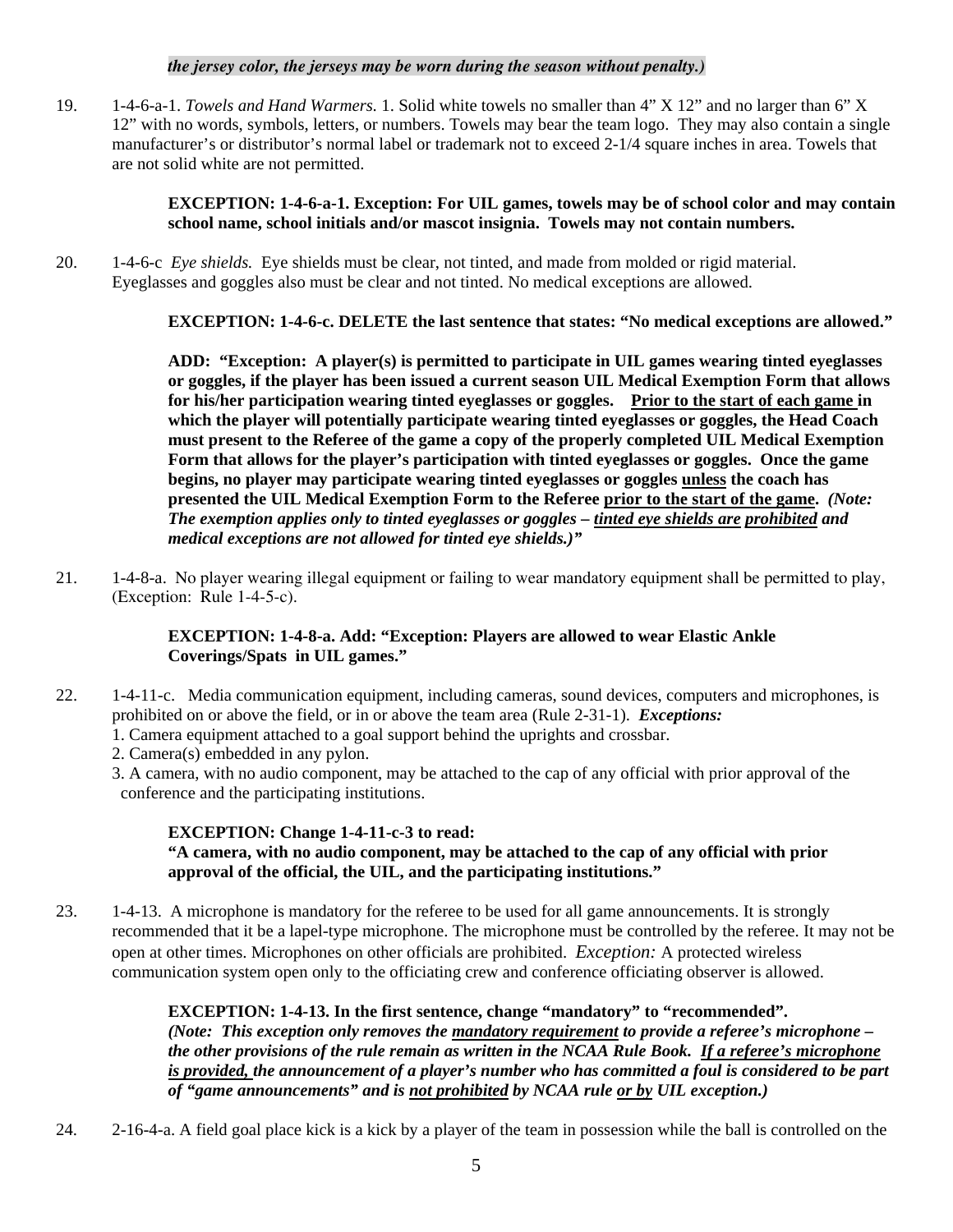***the jersey color, the jerseys may be worn during the season without penalty.)***

19. 1-4-6-a-1. *Towels and Hand Warmers.* 1. Solid white towels no smaller than 4" X 12" and no larger than 6" X 12" with no words, symbols, letters, or numbers. Towels may bear the team logo. They may also contain a single manufacturer's or distributor's normal label or trademark not to exceed 2-1/4 square inches in area. Towels that are not solid white are not permitted.

    **EXCEPTION: 1-4-6-a-1. Exception: For UIL games, towels may be of school color and may contain school name, school initials and/or mascot insignia. Towels may not contain numbers.**

20. 1-4-6-c *Eye shields.* Eye shields must be clear, not tinted, and made from molded or rigid material. Eyeglasses and goggles also must be clear and not tinted. No medical exceptions are allowed.

    **EXCEPTION: 1-4-6-c. DELETE the last sentence that states: "No medical exceptions are allowed."**

    **ADD: "Exception: A player(s) is permitted to participate in UIL games wearing tinted eyeglasses or goggles, if the player has been issued a current season UIL Medical Exemption Form that allows for his/her participation wearing tinted eyeglasses or goggles. <u>Prior to the start of each game</u> in which the player will potentially participate wearing tinted eyeglasses or goggles, the Head Coach must present to the Referee of the game a copy of the properly completed UIL Medical Exemption Form that allows for the player's participation with tinted eyeglasses or goggles. Once the game begins, no player may participate wearing tinted eyeglasses or goggles <u>unless</u> the coach has presented the UIL Medical Exemption Form to the Referee <u>prior to the start of the game</u>.** ***(Note: The exemption applies only to tinted eyeglasses or goggles – <u>tinted eye shields are</u> <u>prohibited</u> and medical exceptions are not allowed for tinted eye shields.)"***

21. 1-4-8-a. No player wearing illegal equipment or failing to wear mandatory equipment shall be permitted to play, (Exception: Rule 1-4-5-c).

    **EXCEPTION: 1-4-8-a. Add: "Exception: Players are allowed to wear Elastic Ankle Coverings/Spats in UIL games."**

22. 1-4-11-c. Media communication equipment, including cameras, sound devices, computers and microphones, is prohibited on or above the field, or in or above the team area (Rule 2-31-1). ***Exceptions:***
    1. Camera equipment attached to a goal support behind the uprights and crossbar.
    2. Camera(s) embedded in any pylon.
    3. A camera, with no audio component, may be attached to the cap of any official with prior approval of the conference and the participating institutions.

    **EXCEPTION: Change 1-4-11-c-3 to read:**
    **"A camera, with no audio component, may be attached to the cap of any official with prior approval of the official, the UIL, and the participating institutions."**

23. 1-4-13. A microphone is mandatory for the referee to be used for all game announcements. It is strongly recommended that it be a lapel-type microphone. The microphone must be controlled by the referee. It may not be open at other times. Microphones on other officials are prohibited. *Exception:* A protected wireless communication system open only to the officiating crew and conference officiating observer is allowed.

    **EXCEPTION: 1-4-13. In the first sentence, change "mandatory" to "recommended".**
    ***(Note: This exception only removes the <u>mandatory requirement</u> to provide a referee's microphone – the other provisions of the rule remain as written in the NCAA Rule Book. <u>If a referee's microphone is provided,</u> the announcement of a player's number who has committed a foul is considered to be part of "game announcements" and is <u>not prohibited</u> by NCAA rule <u>or by</u> UIL exception.)***

24. 2-16-4-a. A field goal place kick is a kick by a player of the team in possession while the ball is controlled on the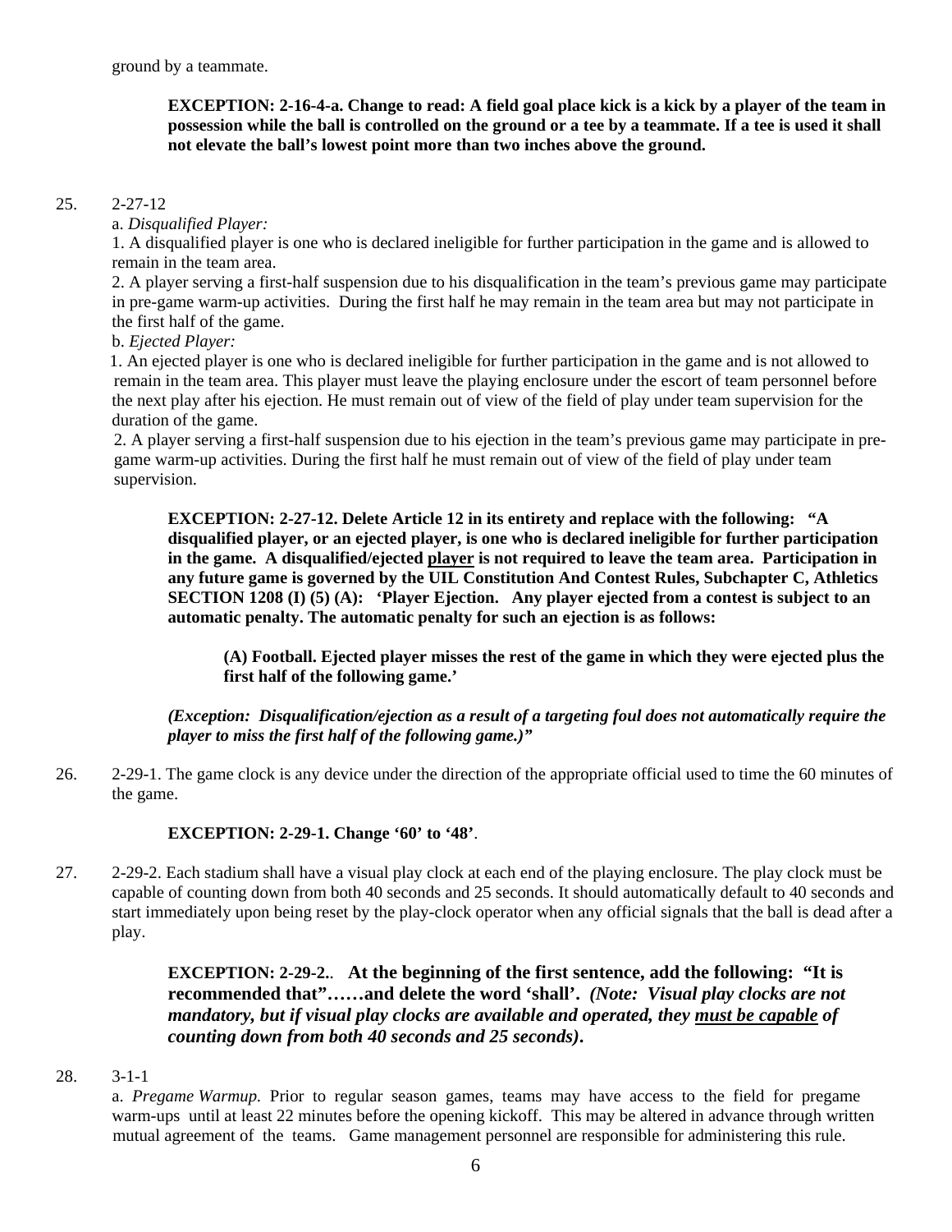ground by a teammate.

**EXCEPTION: 2-16-4-a. Change to read: A field goal place kick is a kick by a player of the team in possession while the ball is controlled on the ground or a tee by a teammate. If a tee is used it shall not elevate the ball's lowest point more than two inches above the ground.**

25. 2-27-12

a. *Disqualified Player:*

1. A disqualified player is one who is declared ineligible for further participation in the game and is allowed to remain in the team area.

2. A player serving a first-half suspension due to his disqualification in the team's previous game may participate in pre-game warm-up activities. During the first half he may remain in the team area but may not participate in the first half of the game.

b. *Ejected Player:*

1. An ejected player is one who is declared ineligible for further participation in the game and is not allowed to remain in the team area. This player must leave the playing enclosure under the escort of team personnel before the next play after his ejection. He must remain out of view of the field of play under team supervision for the duration of the game.

2. A player serving a first-half suspension due to his ejection in the team's previous game may participate in pre-game warm-up activities. During the first half he must remain out of view of the field of play under team supervision.

**EXCEPTION: 2-27-12. Delete Article 12 in its entirety and replace with the following: "A disqualified player, or an ejected player, is one who is declared ineligible for further participation in the game. A disqualified/ejected <u>player</u> is not required to leave the team area. Participation in any future game is governed by the UIL Constitution And Contest Rules, Subchapter C, Athletics SECTION 1208 (I) (5) (A): 'Player Ejection. Any player ejected from a contest is subject to an automatic penalty. The automatic penalty for such an ejection is as follows:**

**(A) Football. Ejected player misses the rest of the game in which they were ejected plus the first half of the following game.'**

***(Exception: Disqualification/ejection as a result of a targeting foul does not automatically require the player to miss the first half of the following game.)"***

26. 2-29-1. The game clock is any device under the direction of the appropriate official used to time the 60 minutes of the game.

**EXCEPTION: 2-29-1. Change '60' to '48'**.

27. 2-29-2. Each stadium shall have a visual play clock at each end of the playing enclosure. The play clock must be capable of counting down from both 40 seconds and 25 seconds. It should automatically default to 40 seconds and start immediately upon being reset by the play-clock operator when any official signals that the ball is dead after a play.

**EXCEPTION: 2-29-2.. At the beginning of the first sentence, add the following: "It is recommended that"……and delete the word 'shall'.** ***(Note: Visual play clocks are not mandatory, but if visual play clocks are available and operated, they <u>must be capable</u> of counting down from both 40 seconds and 25 seconds)*.**

28. 3-1-1

a. *Pregame Warmup.* Prior to regular season games, teams may have access to the field for pregame warm-ups until at least 22 minutes before the opening kickoff. This may be altered in advance through written mutual agreement of the teams. Game management personnel are responsible for administering this rule.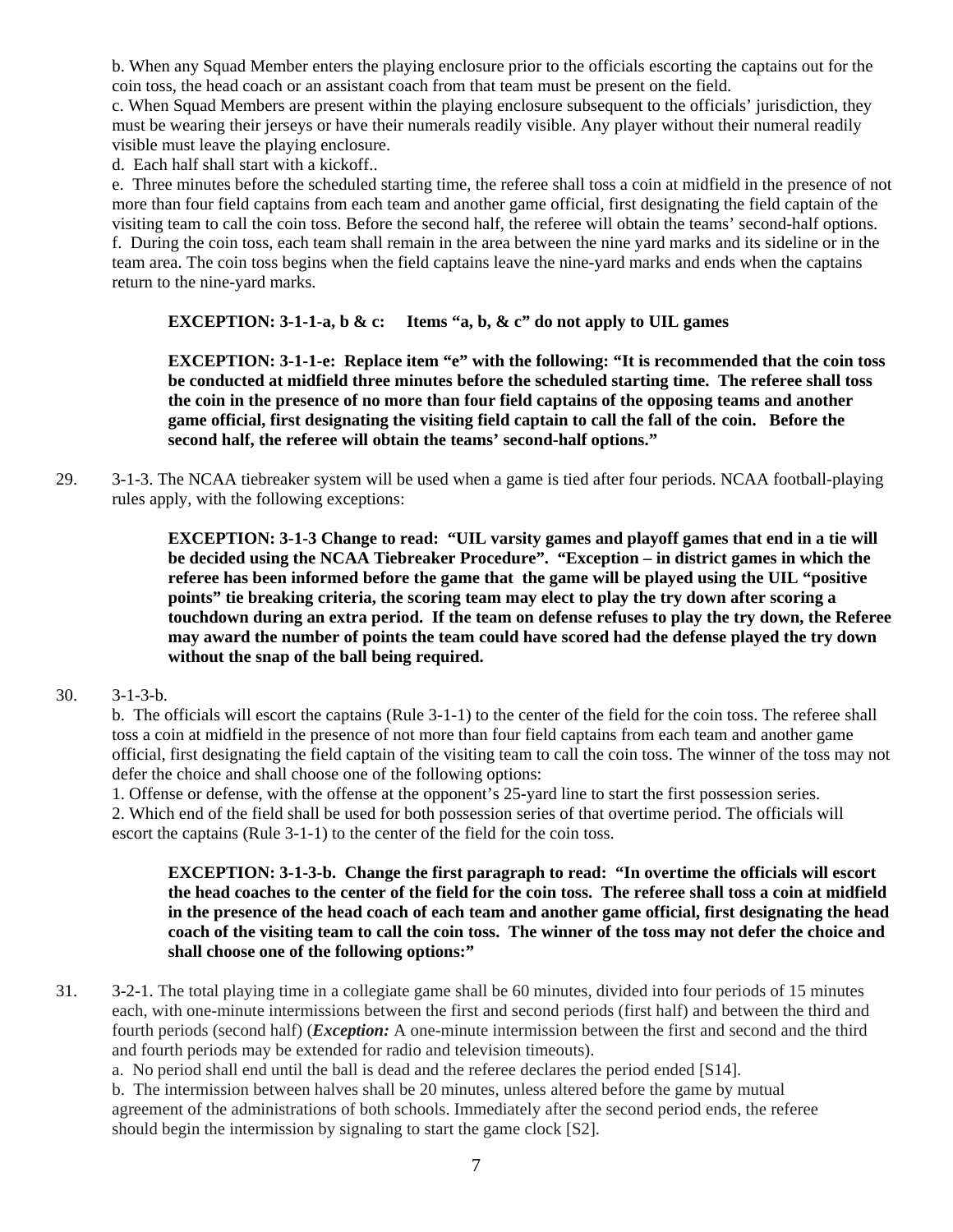b. When any Squad Member enters the playing enclosure prior to the officials escorting the captains out for the coin toss, the head coach or an assistant coach from that team must be present on the field.

c. When Squad Members are present within the playing enclosure subsequent to the officials' jurisdiction, they must be wearing their jerseys or have their numerals readily visible. Any player without their numeral readily visible must leave the playing enclosure.

d. Each half shall start with a kickoff..

e. Three minutes before the scheduled starting time, the referee shall toss a coin at midfield in the presence of not more than four field captains from each team and another game official, first designating the field captain of the visiting team to call the coin toss. Before the second half, the referee will obtain the teams' second-half options.

f. During the coin toss, each team shall remain in the area between the nine yard marks and its sideline or in the team area. The coin toss begins when the field captains leave the nine-yard marks and ends when the captains return to the nine-yard marks.

> **EXCEPTION: 3-1-1-a, b & c: Items "a, b, & c" do not apply to UIL games**
>
> **EXCEPTION: 3-1-1-e: Replace item "e" with the following: "It is recommended that the coin toss be conducted at midfield three minutes before the scheduled starting time. The referee shall toss the coin in the presence of no more than four field captains of the opposing teams and another game official, first designating the visiting field captain to call the fall of the coin. Before the second half, the referee will obtain the teams' second-half options."**

29. 3-1-3. The NCAA tiebreaker system will be used when a game is tied after four periods. NCAA football-playing rules apply, with the following exceptions:

> **EXCEPTION: 3-1-3 Change to read: "UIL varsity games and playoff games that end in a tie will be decided using the NCAA Tiebreaker Procedure". "Exception – in district games in which the referee has been informed before the game that the game will be played using the UIL "positive points" tie breaking criteria, the scoring team may elect to play the try down after scoring a touchdown during an extra period. If the team on defense refuses to play the try down, the Referee may award the number of points the team could have scored had the defense played the try down without the snap of the ball being required.**

30. 3-1-3-b.

b. The officials will escort the captains (Rule 3-1-1) to the center of the field for the coin toss. The referee shall toss a coin at midfield in the presence of not more than four field captains from each team and another game official, first designating the field captain of the visiting team to call the coin toss. The winner of the toss may not defer the choice and shall choose one of the following options:

1. Offense or defense, with the offense at the opponent's 25-yard line to start the first possession series.
2. Which end of the field shall be used for both possession series of that overtime period. The officials will escort the captains (Rule 3-1-1) to the center of the field for the coin toss.

> **EXCEPTION: 3-1-3-b. Change the first paragraph to read: "In overtime the officials will escort the head coaches to the center of the field for the coin toss. The referee shall toss a coin at midfield in the presence of the head coach of each team and another game official, first designating the head coach of the visiting team to call the coin toss. The winner of the toss may not defer the choice and shall choose one of the following options:"**

31. 3-2-1. The total playing time in a collegiate game shall be 60 minutes, divided into four periods of 15 minutes each, with one-minute intermissions between the first and second periods (first half) and between the third and fourth periods (second half) (***Exception:*** A one-minute intermission between the first and second and the third and fourth periods may be extended for radio and television timeouts).

a. No period shall end until the ball is dead and the referee declares the period ended [S14].

b. The intermission between halves shall be 20 minutes, unless altered before the game by mutual agreement of the administrations of both schools. Immediately after the second period ends, the referee should begin the intermission by signaling to start the game clock [S2].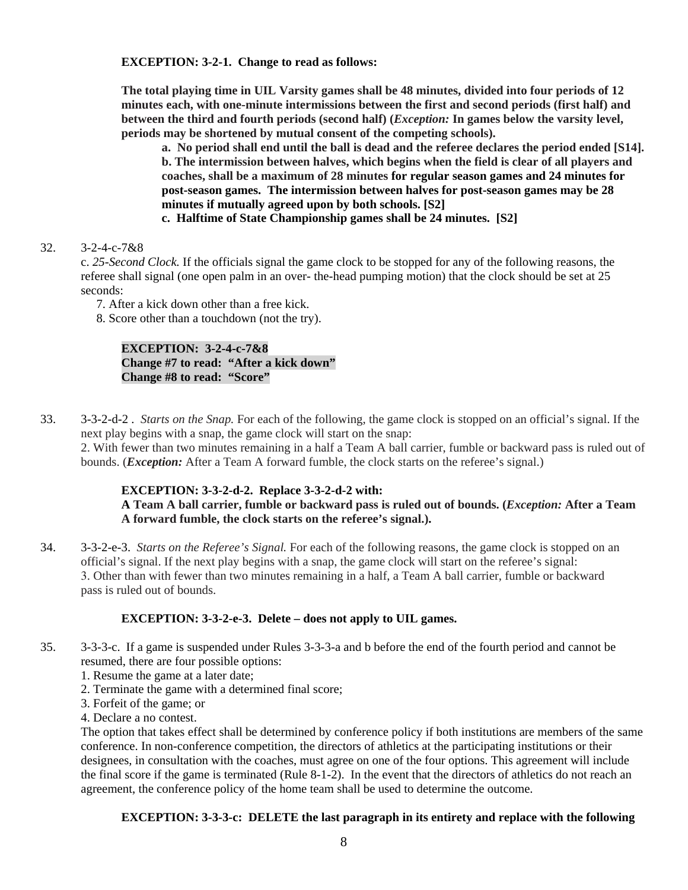**EXCEPTION: 3-2-1. Change to read as follows:**

**The total playing time in UIL Varsity games shall be 48 minutes, divided into four periods of 12 minutes each, with one-minute intermissions between the first and second periods (first half) and between the third and fourth periods (second half) (*Exception:* In games below the varsity level, periods may be shortened by mutual consent of the competing schools).**

**a. No period shall end until the ball is dead and the referee declares the period ended [S14].**
**b. The intermission between halves, which begins when the field is clear of all players and coaches, shall be a maximum of 28 minutes for regular season games and 24 minutes for post-season games. The intermission between halves for post-season games may be 28 minutes if mutually agreed upon by both schools. [S2]**
**c. Halftime of State Championship games shall be 24 minutes. [S2]**

32. 3-2-4-c-7&8
c. *25-Second Clock.* If the officials signal the game clock to be stopped for any of the following reasons, the referee shall signal (one open palm in an over- the-head pumping motion) that the clock should be set at 25 seconds:
7. After a kick down other than a free kick.
8. Score other than a touchdown (not the try).

**EXCEPTION: 3-2-4-c-7&8**
**Change #7 to read: "After a kick down"**
**Change #8 to read: "Score"**

33. 3-3-2-d-2 . *Starts on the Snap.* For each of the following, the game clock is stopped on an official's signal. If the next play begins with a snap, the game clock will start on the snap:
2. With fewer than two minutes remaining in a half a Team A ball carrier, fumble or backward pass is ruled out of bounds. (***Exception:*** After a Team A forward fumble, the clock starts on the referee's signal.)

**EXCEPTION: 3-3-2-d-2. Replace 3-3-2-d-2 with:**
**A Team A ball carrier, fumble or backward pass is ruled out of bounds. (*Exception:* After a Team A forward fumble, the clock starts on the referee's signal.).**

34. 3-3-2-e-3. *Starts on the Referee's Signal.* For each of the following reasons, the game clock is stopped on an official's signal. If the next play begins with a snap, the game clock will start on the referee's signal:
3. Other than with fewer than two minutes remaining in a half, a Team A ball carrier, fumble or backward pass is ruled out of bounds.

**EXCEPTION: 3-3-2-e-3. Delete – does not apply to UIL games.**

35. 3-3-3-c. If a game is suspended under Rules 3-3-3-a and b before the end of the fourth period and cannot be resumed, there are four possible options:
1. Resume the game at a later date;
2. Terminate the game with a determined final score;
3. Forfeit of the game; or
4. Declare a no contest.

The option that takes effect shall be determined by conference policy if both institutions are members of the same conference. In non-conference competition, the directors of athletics at the participating institutions or their designees, in consultation with the coaches, must agree on one of the four options. This agreement will include the final score if the game is terminated (Rule 8-1-2). In the event that the directors of athletics do not reach an agreement, the conference policy of the home team shall be used to determine the outcome.

**EXCEPTION: 3-3-3-c: DELETE the last paragraph in its entirety and replace with the following**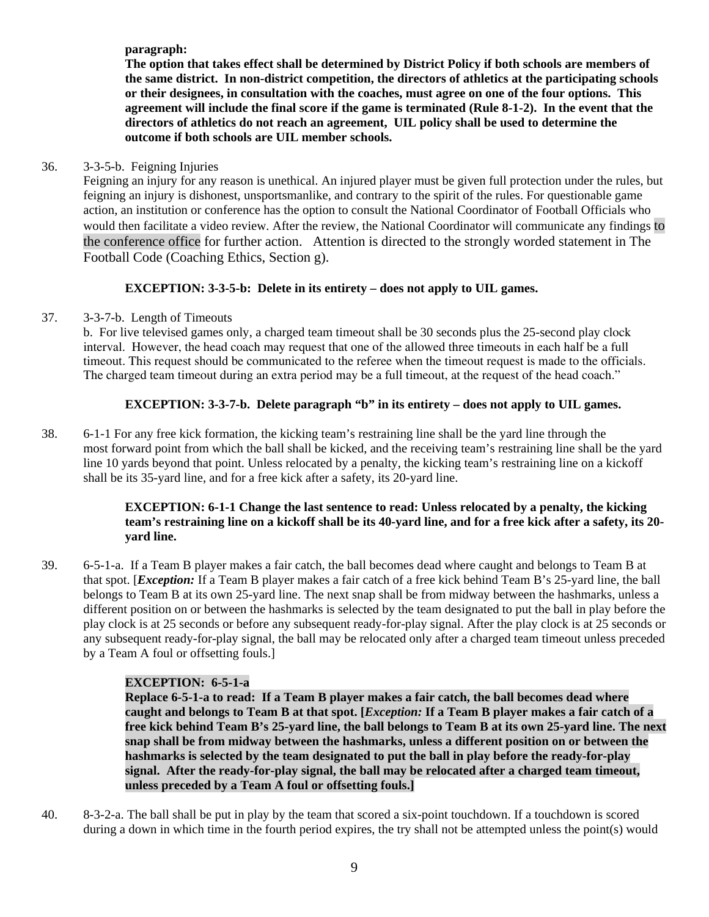**paragraph:**
**The option that takes effect shall be determined by District Policy if both schools are members of the same district. In non-district competition, the directors of athletics at the participating schools or their designees, in consultation with the coaches, must agree on one of the four options. This agreement will include the final score if the game is terminated (Rule 8-1-2). In the event that the directors of athletics do not reach an agreement, UIL policy shall be used to determine the outcome if both schools are UIL member schools.**

36. 3-3-5-b. Feigning Injuries
Feigning an injury for any reason is unethical. An injured player must be given full protection under the rules, but feigning an injury is dishonest, unsportsmanlike, and contrary to the spirit of the rules. For questionable game action, an institution or conference has the option to consult the National Coordinator of Football Officials who would then facilitate a video review. After the review, the National Coordinator will communicate any findings to the conference office for further action. Attention is directed to the strongly worded statement in The Football Code (Coaching Ethics, Section g).

**EXCEPTION: 3-3-5-b: Delete in its entirety – does not apply to UIL games.**

37. 3-3-7-b. Length of Timeouts
b. For live televised games only, a charged team timeout shall be 30 seconds plus the 25-second play clock interval. However, the head coach may request that one of the allowed three timeouts in each half be a full timeout. This request should be communicated to the referee when the timeout request is made to the officials. The charged team timeout during an extra period may be a full timeout, at the request of the head coach."

**EXCEPTION: 3-3-7-b. Delete paragraph "b" in its entirety – does not apply to UIL games.**

38. 6-1-1 For any free kick formation, the kicking team's restraining line shall be the yard line through the most forward point from which the ball shall be kicked, and the receiving team's restraining line shall be the yard line 10 yards beyond that point. Unless relocated by a penalty, the kicking team's restraining line on a kickoff shall be its 35-yard line, and for a free kick after a safety, its 20-yard line.

**EXCEPTION: 6-1-1 Change the last sentence to read: Unless relocated by a penalty, the kicking team's restraining line on a kickoff shall be its 40-yard line, and for a free kick after a safety, its 20-yard line.**

39. 6-5-1-a. If a Team B player makes a fair catch, the ball becomes dead where caught and belongs to Team B at that spot. [***Exception:*** If a Team B player makes a fair catch of a free kick behind Team B's 25-yard line, the ball belongs to Team B at its own 25-yard line. The next snap shall be from midway between the hashmarks, unless a different position on or between the hashmarks is selected by the team designated to put the ball in play before the play clock is at 25 seconds or before any subsequent ready-for-play signal. After the play clock is at 25 seconds or any subsequent ready-for-play signal, the ball may be relocated only after a charged team timeout unless preceded by a Team A foul or offsetting fouls.]

**EXCEPTION: 6-5-1-a**
**Replace 6-5-1-a to read: If a Team B player makes a fair catch, the ball becomes dead where caught and belongs to Team B at that spot. [*Exception:* If a Team B player makes a fair catch of a free kick behind Team B's 25-yard line, the ball belongs to Team B at its own 25-yard line. The next snap shall be from midway between the hashmarks, unless a different position on or between the hashmarks is selected by the team designated to put the ball in play before the ready-for-play signal. After the ready-for-play signal, the ball may be relocated after a charged team timeout, unless preceded by a Team A foul or offsetting fouls.]**

40. 8-3-2-a. The ball shall be put in play by the team that scored a six-point touchdown. If a touchdown is scored during a down in which time in the fourth period expires, the try shall not be attempted unless the point(s) would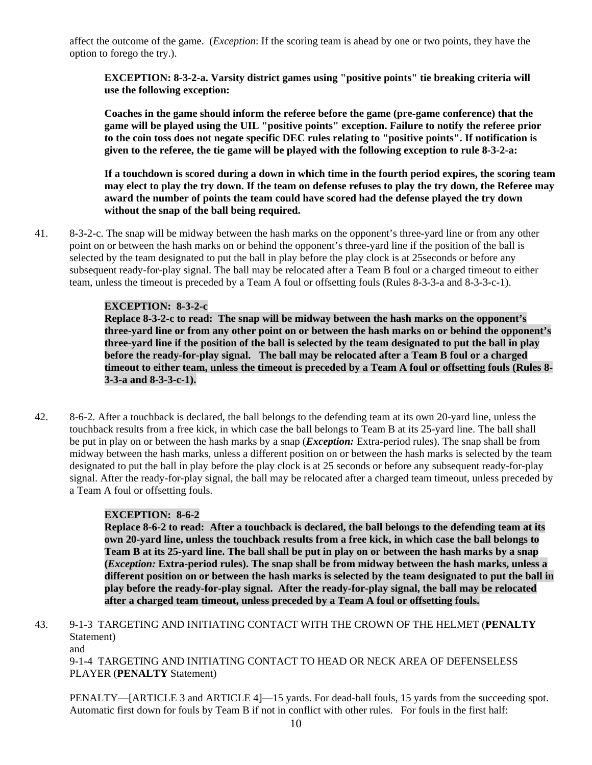affect the outcome of the game. (*Exception*: If the scoring team is ahead by one or two points, they have the option to forego the try.).

> **EXCEPTION: 8-3-2-a. Varsity district games using "positive points" tie breaking criteria will use the following exception:**
>
> **Coaches in the game should inform the referee before the game (pre-game conference) that the game will be played using the UIL "positive points" exception. Failure to notify the referee prior to the coin toss does not negate specific DEC rules relating to "positive points". If notification is given to the referee, the tie game will be played with the following exception to rule 8-3-2-a:**
>
> **If a touchdown is scored during a down in which time in the fourth period expires, the scoring team may elect to play the try down. If the team on defense refuses to play the try down, the Referee may award the number of points the team could have scored had the defense played the try down without the snap of the ball being required.**

41. 8-3-2-c. The snap will be midway between the hash marks on the opponent's three-yard line or from any other point on or between the hash marks on or behind the opponent's three-yard line if the position of the ball is selected by the team designated to put the ball in play before the play clock is at 25seconds or before any subsequent ready-for-play signal. The ball may be relocated after a Team B foul or a charged timeout to either team, unless the timeout is preceded by a Team A foul or offsetting fouls (Rules 8-3-3-a and 8-3-3-c-1).

> **EXCEPTION: 8-3-2-c**
> **Replace 8-3-2-c to read: The snap will be midway between the hash marks on the opponent's three-yard line or from any other point on or between the hash marks on or behind the opponent's three-yard line if the position of the ball is selected by the team designated to put the ball in play before the ready-for-play signal. The ball may be relocated after a Team B foul or a charged timeout to either team, unless the timeout is preceded by a Team A foul or offsetting fouls (Rules 8-3-3-a and 8-3-3-c-1).**

42. 8-6-2. After a touchback is declared, the ball belongs to the defending team at its own 20-yard line, unless the touchback results from a free kick, in which case the ball belongs to Team B at its 25-yard line. The ball shall be put in play on or between the hash marks by a snap (***Exception:*** Extra-period rules). The snap shall be from midway between the hash marks, unless a different position on or between the hash marks is selected by the team designated to put the ball in play before the play clock is at 25 seconds or before any subsequent ready-for-play signal. After the ready-for-play signal, the ball may be relocated after a charged team timeout, unless preceded by a Team A foul or offsetting fouls.

> **EXCEPTION: 8-6-2**
> **Replace 8-6-2 to read: After a touchback is declared, the ball belongs to the defending team at its own 20-yard line, unless the touchback results from a free kick, in which case the ball belongs to Team B at its 25-yard line. The ball shall be put in play on or between the hash marks by a snap (*Exception:* Extra-period rules). The snap shall be from midway between the hash marks, unless a different position on or between the hash marks is selected by the team designated to put the ball in play before the ready-for-play signal. After the ready-for-play signal, the ball may be relocated after a charged team timeout, unless preceded by a Team A foul or offsetting fouls.**

43. 9-1-3 TARGETING AND INITIATING CONTACT WITH THE CROWN OF THE HELMET (**PENALTY** Statement)
and
9-1-4 TARGETING AND INITIATING CONTACT TO HEAD OR NECK AREA OF DEFENSELESS PLAYER (**PENALTY** Statement)

PENALTY—[ARTICLE 3 and ARTICLE 4]—15 yards. For dead-ball fouls, 15 yards from the succeeding spot. Automatic first down for fouls by Team B if not in conflict with other rules. For fouls in the first half: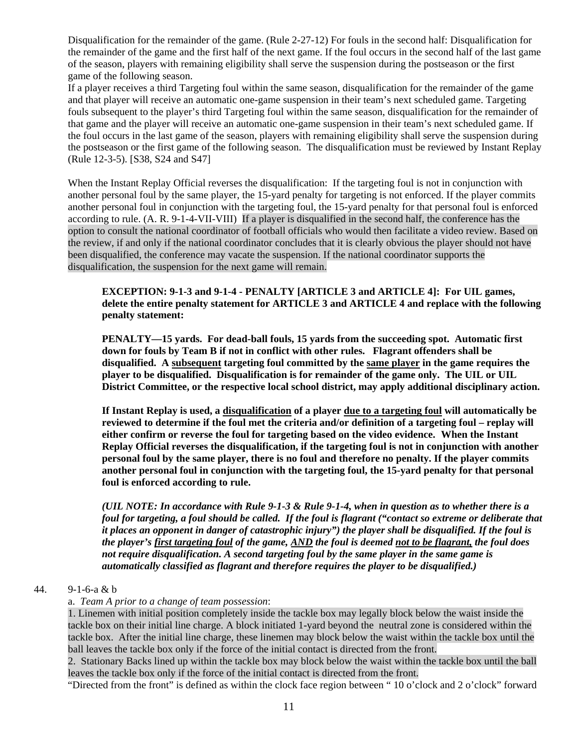Disqualification for the remainder of the game. (Rule 2-27-12) For fouls in the second half: Disqualification for the remainder of the game and the first half of the next game. If the foul occurs in the second half of the last game of the season, players with remaining eligibility shall serve the suspension during the postseason or the first game of the following season.

If a player receives a third Targeting foul within the same season, disqualification for the remainder of the game and that player will receive an automatic one-game suspension in their team's next scheduled game. Targeting fouls subsequent to the player's third Targeting foul within the same season, disqualification for the remainder of that game and the player will receive an automatic one-game suspension in their team's next scheduled game. If the foul occurs in the last game of the season, players with remaining eligibility shall serve the suspension during the postseason or the first game of the following season. The disqualification must be reviewed by Instant Replay (Rule 12-3-5). [S38, S24 and S47]

When the Instant Replay Official reverses the disqualification: If the targeting foul is not in conjunction with another personal foul by the same player, the 15-yard penalty for targeting is not enforced. If the player commits another personal foul in conjunction with the targeting foul, the 15-yard penalty for that personal foul is enforced according to rule. (A. R. 9-1-4-VII-VIII) If a player is disqualified in the second half, the conference has the option to consult the national coordinator of football officials who would then facilitate a video review. Based on the review, if and only if the national coordinator concludes that it is clearly obvious the player should not have been disqualified, the conference may vacate the suspension. If the national coordinator supports the disqualification, the suspension for the next game will remain.

> **EXCEPTION: 9-1-3 and 9-1-4 - PENALTY [ARTICLE 3 and ARTICLE 4]: For UIL games, delete the entire penalty statement for ARTICLE 3 and ARTICLE 4 and replace with the following penalty statement:**
>
> **PENALTY—15 yards. For dead-ball fouls, 15 yards from the succeeding spot. Automatic first down for fouls by Team B if not in conflict with other rules. Flagrant offenders shall be disqualified. A <u>subsequent</u> targeting foul committed by the <u>same player</u> in the game requires the player to be disqualified. Disqualification is for remainder of the game only. The UIL or UIL District Committee, or the respective local school district, may apply additional disciplinary action.**
>
> **If Instant Replay is used, a <u>disqualification</u> of a player <u>due to a targeting foul</u> will automatically be reviewed to determine if the foul met the criteria and/or definition of a targeting foul – replay will either confirm or reverse the foul for targeting based on the video evidence. When the Instant Replay Official reverses the disqualification, if the targeting foul is not in conjunction with another personal foul by the same player, there is no foul and therefore no penalty. If the player commits another personal foul in conjunction with the targeting foul, the 15-yard penalty for that personal foul is enforced according to rule.**
>
> ***(UIL NOTE: In accordance with Rule 9-1-3 & Rule 9-1-4, when in question as to whether there is a foul for targeting, a foul should be called. If the foul is flagrant ("contact so extreme or deliberate that it places an opponent in danger of catastrophic injury") the player shall be disqualified. If the foul is the player's <u>first targeting foul</u> of the game, <u>AND</u> the foul is deemed <u>not to be flagrant,</u> the foul does not require disqualification. A second targeting foul by the same player in the same game is automatically classified as flagrant and therefore requires the player to be disqualified.)***

44. 9-1-6-a & b

a. *Team A prior to a change of team possession*:

1. Linemen with initial position completely inside the tackle box may legally block below the waist inside the tackle box on their initial line charge. A block initiated 1-yard beyond the neutral zone is considered within the tackle box. After the initial line charge, these linemen may block below the waist within the tackle box until the ball leaves the tackle box only if the force of the initial contact is directed from the front.

2. Stationary Backs lined up within the tackle box may block below the waist within the tackle box until the ball leaves the tackle box only if the force of the initial contact is directed from the front.

"Directed from the front" is defined as within the clock face region between " 10 o'clock and 2 o'clock" forward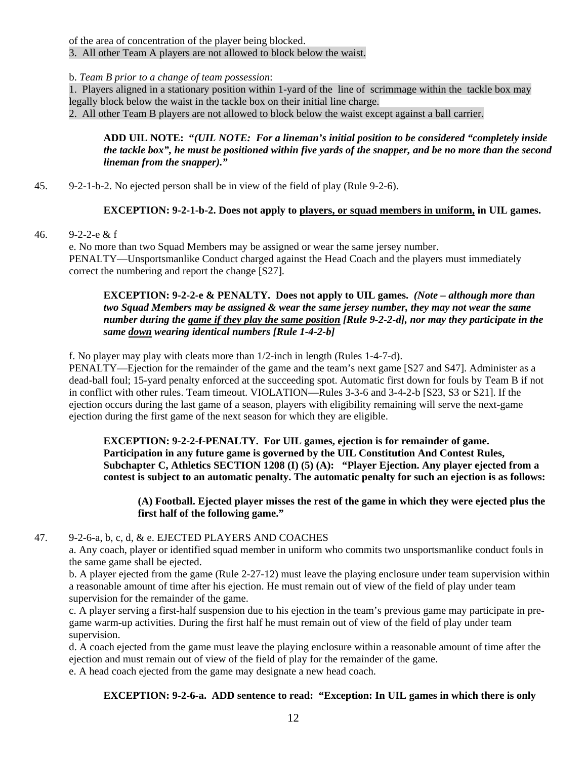of the area of concentration of the player being blocked.
3. All other Team A players are not allowed to block below the waist.

b. *Team B prior to a change of team possession*:
1. Players aligned in a stationary position within 1-yard of the line of scrimmage within the tackle box may legally block below the waist in the tackle box on their initial line charge.
2. All other Team B players are not allowed to block below the waist except against a ball carrier.

> **ADD UIL NOTE: "*(UIL NOTE: For a lineman's initial position to be considered "completely inside the tackle box", he must be positioned within five yards of the snapper, and be no more than the second lineman from the snapper).*"**

45. 9-2-1-b-2. No ejected person shall be in view of the field of play (Rule 9-2-6).

> **EXCEPTION: 9-2-1-b-2. Does not apply to <u>players, or squad members in uniform,</u> in UIL games.**

46. 9-2-2-e & f

e. No more than two Squad Members may be assigned or wear the same jersey number.
PENALTY—Unsportsmanlike Conduct charged against the Head Coach and the players must immediately correct the numbering and report the change [S27].

> **EXCEPTION: 9-2-2-e & PENALTY. Does not apply to UIL games.** ***(Note – although more than two Squad Members may be assigned & wear the same jersey number, they may not wear the same number during the <u>game if they play the same position</u> [Rule 9-2-2-d], nor may they participate in the same <u>down</u> wearing identical numbers [Rule 1-4-2-b]***

f. No player may play with cleats more than 1/2-inch in length (Rules 1-4-7-d).
PENALTY—Ejection for the remainder of the game and the team's next game [S27 and S47]. Administer as a dead-ball foul; 15-yard penalty enforced at the succeeding spot. Automatic first down for fouls by Team B if not in conflict with other rules. Team timeout. VIOLATION—Rules 3-3-6 and 3-4-2-b [S23, S3 or S21]. If the ejection occurs during the last game of a season, players with eligibility remaining will serve the next-game ejection during the first game of the next season for which they are eligible.

> **EXCEPTION: 9-2-2-f-PENALTY. For UIL games, ejection is for remainder of game. Participation in any future game is governed by the UIL Constitution And Contest Rules, Subchapter C, Athletics SECTION 1208 (I) (5) (A): "Player Ejection. Any player ejected from a contest is subject to an automatic penalty. The automatic penalty for such an ejection is as follows:**
>
> > **(A) Football. Ejected player misses the rest of the game in which they were ejected plus the first half of the following game."**

47. 9-2-6-a, b, c, d, & e. EJECTED PLAYERS AND COACHES

a. Any coach, player or identified squad member in uniform who commits two unsportsmanlike conduct fouls in the same game shall be ejected.
b. A player ejected from the game (Rule 2-27-12) must leave the playing enclosure under team supervision within a reasonable amount of time after his ejection. He must remain out of view of the field of play under team supervision for the remainder of the game.
c. A player serving a first-half suspension due to his ejection in the team's previous game may participate in pre-game warm-up activities. During the first half he must remain out of view of the field of play under team supervision.
d. A coach ejected from the game must leave the playing enclosure within a reasonable amount of time after the ejection and must remain out of view of the field of play for the remainder of the game.
e. A head coach ejected from the game may designate a new head coach.

> **EXCEPTION: 9-2-6-a. ADD sentence to read: "Exception: In UIL games in which there is only**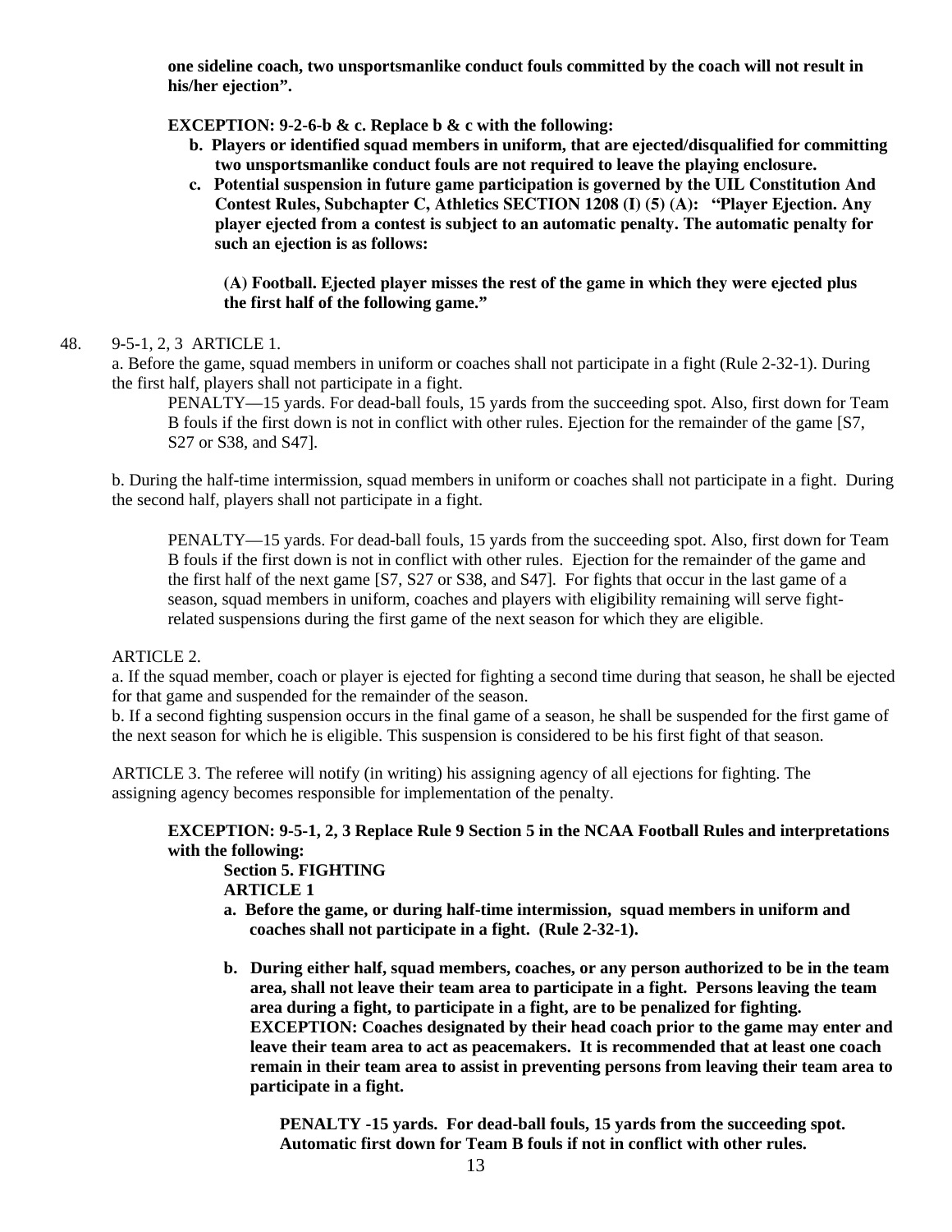**one sideline coach, two unsportsmanlike conduct fouls committed by the coach will not result in his/her ejection".**

**EXCEPTION: 9-2-6-b & c. Replace b & c with the following:**

- **b. Players or identified squad members in uniform, that are ejected/disqualified for committing two unsportsmanlike conduct fouls are not required to leave the playing enclosure.**
- **c. Potential suspension in future game participation is governed by the UIL Constitution And Contest Rules, Subchapter C, Athletics SECTION 1208 (I) (5) (A): "Player Ejection. Any player ejected from a contest is subject to an automatic penalty. The automatic penalty for such an ejection is as follows:**

  **(A) Football. Ejected player misses the rest of the game in which they were ejected plus the first half of the following game."**

48. 9-5-1, 2, 3 ARTICLE 1.

a. Before the game, squad members in uniform or coaches shall not participate in a fight (Rule 2-32-1). During the first half, players shall not participate in a fight.

PENALTY—15 yards. For dead-ball fouls, 15 yards from the succeeding spot. Also, first down for Team B fouls if the first down is not in conflict with other rules. Ejection for the remainder of the game [S7, S27 or S38, and S47].

b. During the half-time intermission, squad members in uniform or coaches shall not participate in a fight. During the second half, players shall not participate in a fight.

PENALTY—15 yards. For dead-ball fouls, 15 yards from the succeeding spot. Also, first down for Team B fouls if the first down is not in conflict with other rules. Ejection for the remainder of the game and the first half of the next game [S7, S27 or S38, and S47]. For fights that occur in the last game of a season, squad members in uniform, coaches and players with eligibility remaining will serve fight-related suspensions during the first game of the next season for which they are eligible.

ARTICLE 2.

a. If the squad member, coach or player is ejected for fighting a second time during that season, he shall be ejected for that game and suspended for the remainder of the season.

b. If a second fighting suspension occurs in the final game of a season, he shall be suspended for the first game of the next season for which he is eligible. This suspension is considered to be his first fight of that season.

ARTICLE 3. The referee will notify (in writing) his assigning agency of all ejections for fighting. The assigning agency becomes responsible for implementation of the penalty.

**EXCEPTION: 9-5-1, 2, 3 Replace Rule 9 Section 5 in the NCAA Football Rules and interpretations with the following:**

**Section 5. FIGHTING**

**ARTICLE 1**

- **a. Before the game, or during half-time intermission, squad members in uniform and coaches shall not participate in a fight. (Rule 2-32-1).**
- **b. During either half, squad members, coaches, or any person authorized to be in the team area, shall not leave their team area to participate in a fight. Persons leaving the team area during a fight, to participate in a fight, are to be penalized for fighting. EXCEPTION: Coaches designated by their head coach prior to the game may enter and leave their team area to act as peacemakers. It is recommended that at least one coach remain in their team area to assist in preventing persons from leaving their team area to participate in a fight.**

  **PENALTY -15 yards. For dead-ball fouls, 15 yards from the succeeding spot. Automatic first down for Team B fouls if not in conflict with other rules.**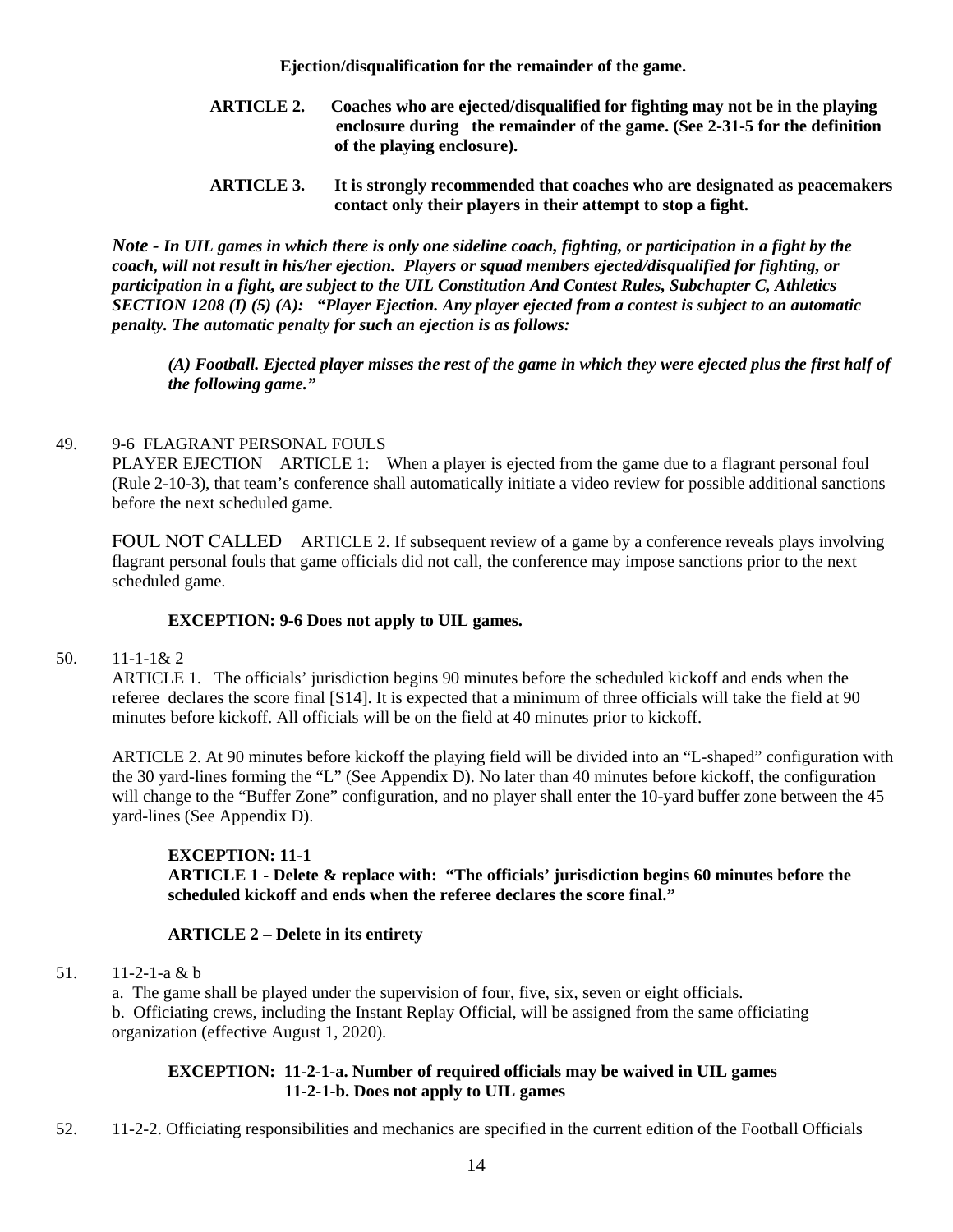**Ejection/disqualification for the remainder of the game.**

**ARTICLE 2. Coaches who are ejected/disqualified for fighting may not be in the playing enclosure during the remainder of the game. (See 2-31-5 for the definition of the playing enclosure).**

**ARTICLE 3. It is strongly recommended that coaches who are designated as peacemakers contact only their players in their attempt to stop a fight.**

***Note - In UIL games in which there is only one sideline coach, fighting, or participation in a fight by the coach, will not result in his/her ejection. Players or squad members ejected/disqualified for fighting, or participation in a fight, are subject to the UIL Constitution And Contest Rules, Subchapter C, Athletics SECTION 1208 (I) (5) (A): "Player Ejection. Any player ejected from a contest is subject to an automatic penalty. The automatic penalty for such an ejection is as follows:***

> ***(A) Football. Ejected player misses the rest of the game in which they were ejected plus the first half of the following game."***

49. 9-6 FLAGRANT PERSONAL FOULS

    PLAYER EJECTION ARTICLE 1: When a player is ejected from the game due to a flagrant personal foul (Rule 2-10-3), that team's conference shall automatically initiate a video review for possible additional sanctions before the next scheduled game.

    FOUL NOT CALLED ARTICLE 2. If subsequent review of a game by a conference reveals plays involving flagrant personal fouls that game officials did not call, the conference may impose sanctions prior to the next scheduled game.

    **EXCEPTION: 9-6 Does not apply to UIL games.**

50. 11-1-1& 2

    ARTICLE 1. The officials' jurisdiction begins 90 minutes before the scheduled kickoff and ends when the referee declares the score final [S14]. It is expected that a minimum of three officials will take the field at 90 minutes before kickoff. All officials will be on the field at 40 minutes prior to kickoff.

    ARTICLE 2. At 90 minutes before kickoff the playing field will be divided into an "L-shaped" configuration with the 30 yard-lines forming the "L" (See Appendix D). No later than 40 minutes before kickoff, the configuration will change to the "Buffer Zone" configuration, and no player shall enter the 10-yard buffer zone between the 45 yard-lines (See Appendix D).

    **EXCEPTION: 11-1**
    **ARTICLE 1 - Delete & replace with: "The officials' jurisdiction begins 60 minutes before the scheduled kickoff and ends when the referee declares the score final."**

    **ARTICLE 2 – Delete in its entirety**

51. 11-2-1-a & b

    a. The game shall be played under the supervision of four, five, six, seven or eight officials.
    b. Officiating crews, including the Instant Replay Official, will be assigned from the same officiating organization (effective August 1, 2020).

    **EXCEPTION: 11-2-1-a. Number of required officials may be waived in UIL games**
    **11-2-1-b. Does not apply to UIL games**

52. 11-2-2. Officiating responsibilities and mechanics are specified in the current edition of the Football Officials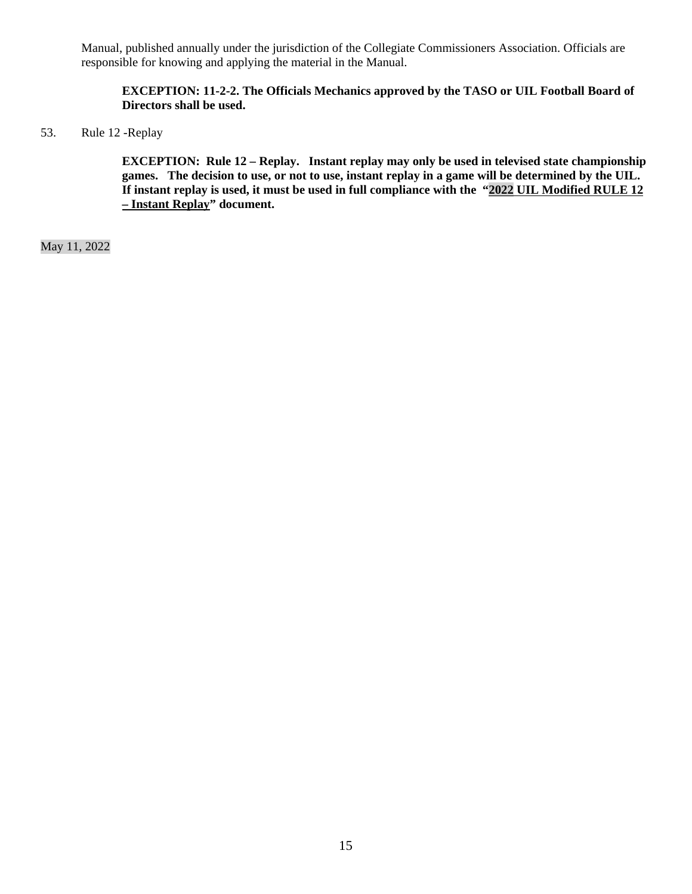Manual, published annually under the jurisdiction of the Collegiate Commissioners Association. Officials are responsible for knowing and applying the material in the Manual.

> **EXCEPTION: 11-2-2. The Officials Mechanics approved by the TASO or UIL Football Board of Directors shall be used.**

53. Rule 12 -Replay

> **EXCEPTION: Rule 12 – Replay. Instant replay may only be used in televised state championship games. The decision to use, or not to use, instant replay in a game will be determined by the UIL. If instant replay is used, it must be used in full compliance with the "<u>2022 UIL Modified RULE 12 – Instant Replay</u>" document.**

May 11, 2022